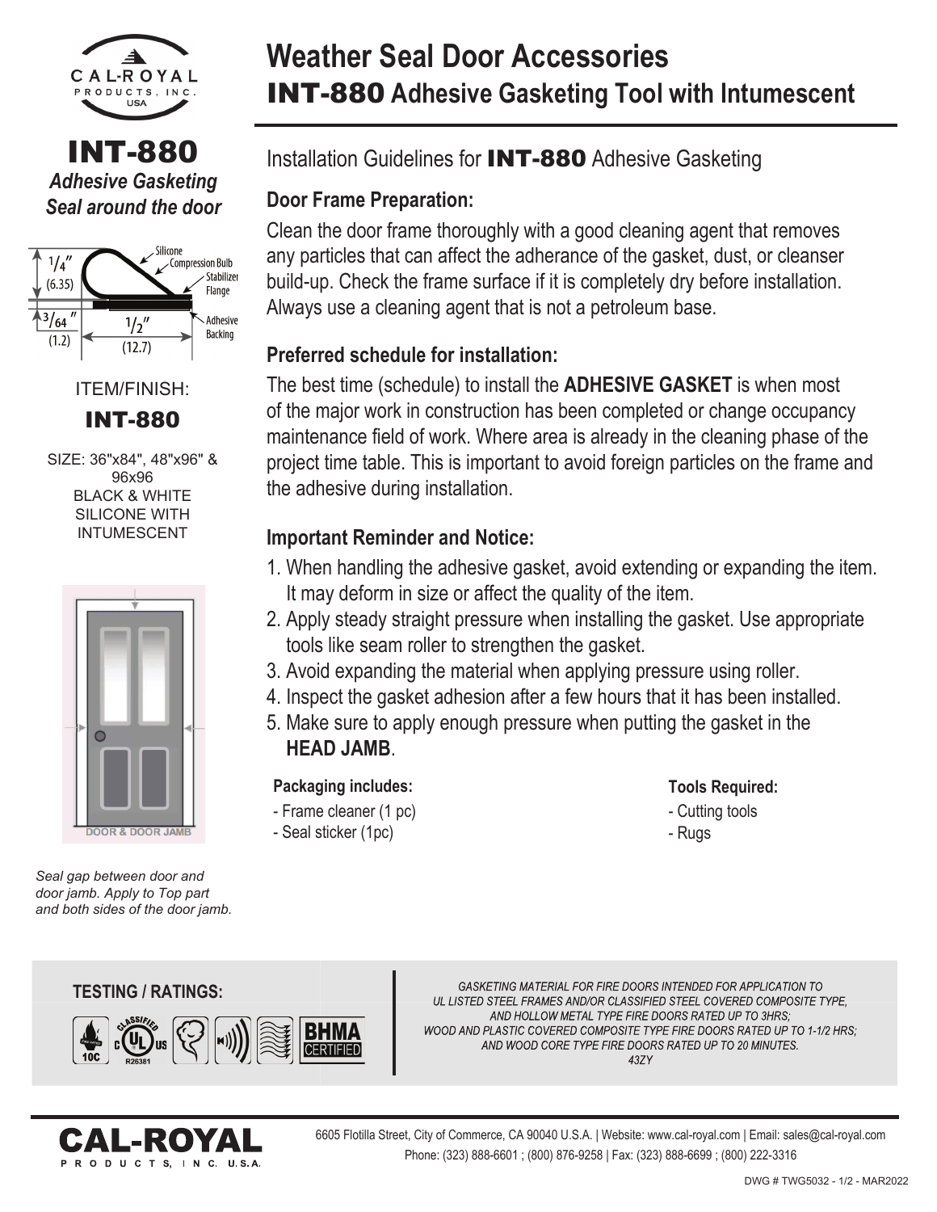# Weather Seal Door Accessories

## INT-880 Adhesive Gasketing Tool with Intumescent

### INT-880

***Adhesive Gasketing Seal around the door***

Silicone Compression Bulb
Stabilizer Flange
Adhesive Backing

1/4" (6.35)
3/64" (1.2)
1/2" (12.7)

ITEM/FINISH:

**INT-880**

SIZE: 36"x84", 48"x96" & 96x96
BLACK & WHITE SILICONE WITH INTUMESCENT

DOOR & DOOR JAMB

*Seal gap between door and door jamb. Apply to Top part and both sides of the door jamb.*

## Installation Guidelines for INT-880 Adhesive Gasketing

### Door Frame Preparation:

Clean the door frame thoroughly with a good cleaning agent that removes any particles that can affect the adherance of the gasket, dust, or cleanser build-up. Check the frame surface if it is completely dry before installation. Always use a cleaning agent that is not a petroleum base.

### Preferred schedule for installation:

The best time (schedule) to install the **ADHESIVE GASKET** is when most of the major work in construction has been completed or change occupancy maintenance field of work. Where area is already in the cleaning phase of the project time table. This is important to avoid foreign particles on the frame and the adhesive during installation.

### Important Reminder and Notice:

1. When handling the adhesive gasket, avoid extending or expanding the item. It may deform in size or affect the quality of the item.
2. Apply steady straight pressure when installing the gasket. Use appropriate tools like seam roller to strengthen the gasket.
3. Avoid expanding the material when applying pressure using roller.
4. Inspect the gasket adhesion after a few hours that it has been installed.
5. Make sure to apply enough pressure when putting the gasket in the **HEAD JAMB**.

**Packaging includes:**

- Frame cleaner (1 pc)
- Seal sticker (1pc)

**Tools Required:**

- Cutting tools
- Rugs

**TESTING / RATINGS:**

10C | CLASSIFIED c UL us R26381 | BHMA CERTIFIED

*GASKETING MATERIAL FOR FIRE DOORS INTENDED FOR APPLICATION TO UL LISTED STEEL FRAMES AND/OR CLASSIFIED STEEL COVERED COMPOSITE TYPE, AND HOLLOW METAL TYPE FIRE DOORS RATED UP TO 3HRS; WOOD AND PLASTIC COVERED COMPOSITE TYPE FIRE DOORS RATED UP TO 1-1/2 HRS; AND WOOD CORE TYPE FIRE DOORS RATED UP TO 20 MINUTES. 43ZY*

**CAL-ROYAL PRODUCTS, INC. U.S.A.**

6605 Flotilla Street, City of Commerce, CA 90040 U.S.A. | Website: www.cal-royal.com | Email: sales@cal-royal.com
Phone: (323) 888-6601 ; (800) 876-9258 | Fax: (323) 888-6699 ; (800) 222-3316

DWG # TWG5032 - 1/2 - MAR2022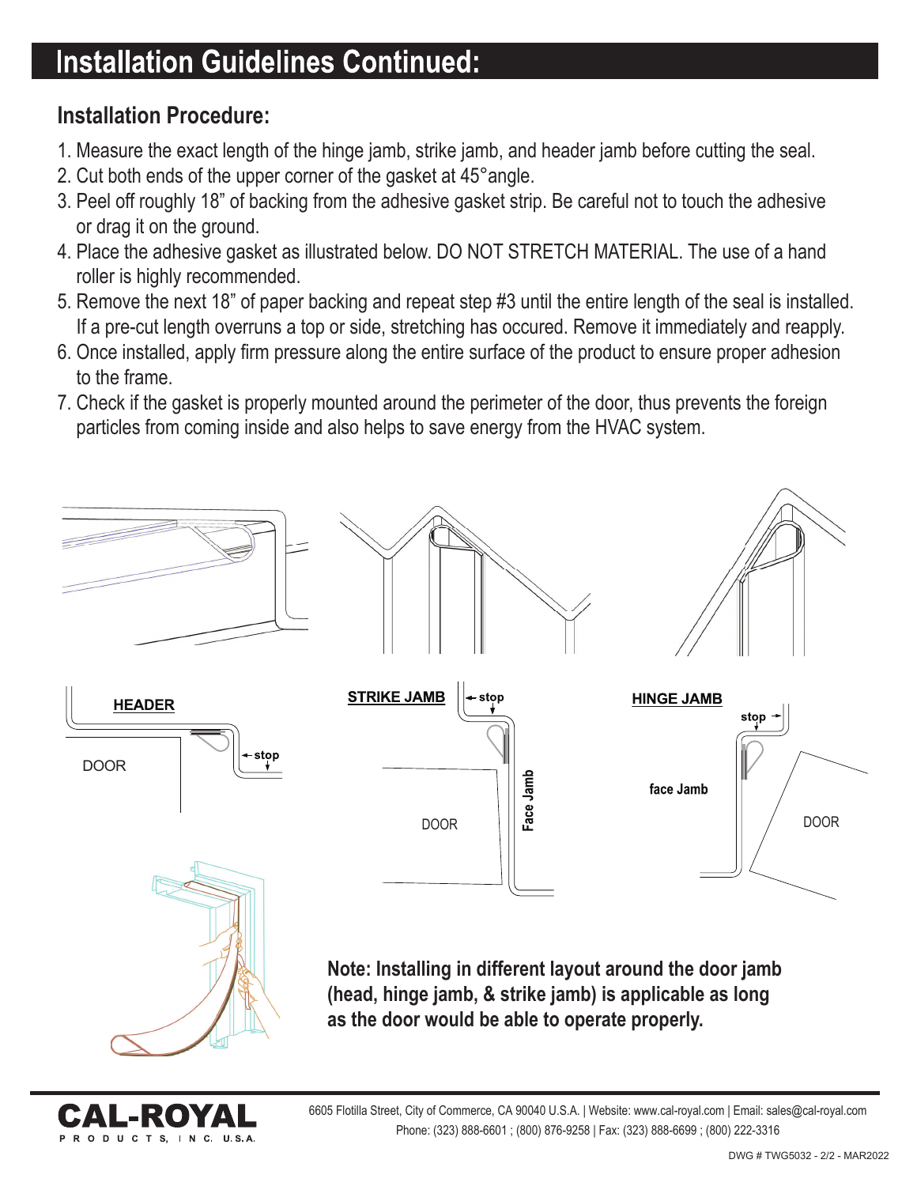# Installation Guidelines Continued:

## Installation Procedure:

1. Measure the exact length of the hinge jamb, strike jamb, and header jamb before cutting the seal.
2. Cut both ends of the upper corner of the gasket at 45°angle.
3. Peel off roughly 18" of backing from the adhesive gasket strip. Be careful not to touch the adhesive or drag it on the ground.
4. Place the adhesive gasket as illustrated below. DO NOT STRETCH MATERIAL. The use of a hand roller is highly recommended.
5. Remove the next 18" of paper backing and repeat step #3 until the entire length of the seal is installed. If a pre-cut length overruns a top or side, stretching has occured. Remove it immediately and reapply.
6. Once installed, apply firm pressure along the entire surface of the product to ensure proper adhesion to the frame.
7. Check if the gasket is properly mounted around the perimeter of the door, thus prevents the foreign particles from coming inside and also helps to save energy from the HVAC system.

HEADER
DOOR
stop

STRIKE JAMB
stop
Face Jamb
DOOR

HINGE JAMB
stop
face Jamb
DOOR

**Note: Installing in different layout around the door jamb (head, hinge jamb, & strike jamb) is applicable as long as the door would be able to operate properly.**

CAL-ROYAL PRODUCTS, INC. U.S.A.

6605 Flotilla Street, City of Commerce, CA 90040 U.S.A. | Website: www.cal-royal.com | Email: sales@cal-royal.com
Phone: (323) 888-6601 ; (800) 876-9258 | Fax: (323) 888-6699 ; (800) 222-3316

DWG # TWG5032 - 2/2 - MAR2022